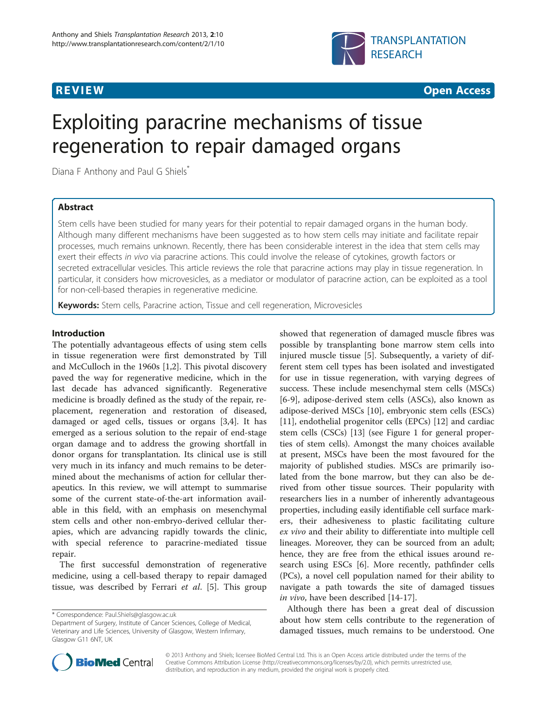**REVIEW** **Open Access**

# Exploiting paracrine mechanisms of tissue regeneration to repair damaged organs

Diana F Anthony and Paul G Shiels*

## Abstract

Stem cells have been studied for many years for their potential to repair damaged organs in the human body. Although many different mechanisms have been suggested as to how stem cells may initiate and facilitate repair processes, much remains unknown. Recently, there has been considerable interest in the idea that stem cells may exert their effects *in vivo* via paracrine actions. This could involve the release of cytokines, growth factors or secreted extracellular vesicles. This article reviews the role that paracrine actions may play in tissue regeneration. In particular, it considers how microvesicles, as a mediator or modulator of paracrine action, can be exploited as a tool for non-cell-based therapies in regenerative medicine.

**Keywords:** Stem cells, Paracrine action, Tissue and cell regeneration, Microvesicles

## Introduction

The potentially advantageous effects of using stem cells in tissue regeneration were first demonstrated by Till and McCulloch in the 1960s [1,2]. This pivotal discovery paved the way for regenerative medicine, which in the last decade has advanced significantly. Regenerative medicine is broadly defined as the study of the repair, replacement, regeneration and restoration of diseased, damaged or aged cells, tissues or organs [3,4]. It has emerged as a serious solution to the repair of end-stage organ damage and to address the growing shortfall in donor organs for transplantation. Its clinical use is still very much in its infancy and much remains to be determined about the mechanisms of action for cellular therapeutics. In this review, we will attempt to summarise some of the current state-of-the-art information available in this field, with an emphasis on mesenchymal stem cells and other non-embryo-derived cellular therapies, which are advancing rapidly towards the clinic, with special reference to paracrine-mediated tissue repair.

The first successful demonstration of regenerative medicine, using a cell-based therapy to repair damaged tissue, was described by Ferrari *et al*. [5]. This group showed that regeneration of damaged muscle fibres was possible by transplanting bone marrow stem cells into injured muscle tissue [5]. Subsequently, a variety of different stem cell types has been isolated and investigated for use in tissue regeneration, with varying degrees of success. These include mesenchymal stem cells (MSCs) [6-9], adipose-derived stem cells (ASCs), also known as adipose-derived MSCs [10], embryonic stem cells (ESCs) [11], endothelial progenitor cells (EPCs) [12] and cardiac stem cells (CSCs) [13] (see Figure 1 for general properties of stem cells). Amongst the many choices available at present, MSCs have been the most favoured for the majority of published studies. MSCs are primarily isolated from the bone marrow, but they can also be derived from other tissue sources. Their popularity with researchers lies in a number of inherently advantageous properties, including easily identifiable cell surface markers, their adhesiveness to plastic facilitating culture *ex vivo* and their ability to differentiate into multiple cell lineages. Moreover, they can be sourced from an adult; hence, they are free from the ethical issues around research using ESCs [6]. More recently, pathfinder cells (PCs), a novel cell population named for their ability to navigate a path towards the site of damaged tissues *in vivo*, have been described [14-17].

Although there has been a great deal of discussion about how stem cells contribute to the regeneration of damaged tissues, much remains to be understood. One

\* Correspondence: Paul.Shiels@glasgow.ac.uk
Department of Surgery, Institute of Cancer Sciences, College of Medical, Veterinary and Life Sciences, University of Glasgow, Western Infirmary, Glasgow G11 6NT, UK

© 2013 Anthony and Shiels; licensee BioMed Central Ltd. This is an Open Access article distributed under the terms of the Creative Commons Attribution License (http://creativecommons.org/licenses/by/2.0), which permits unrestricted use, distribution, and reproduction in any medium, provided the original work is properly cited.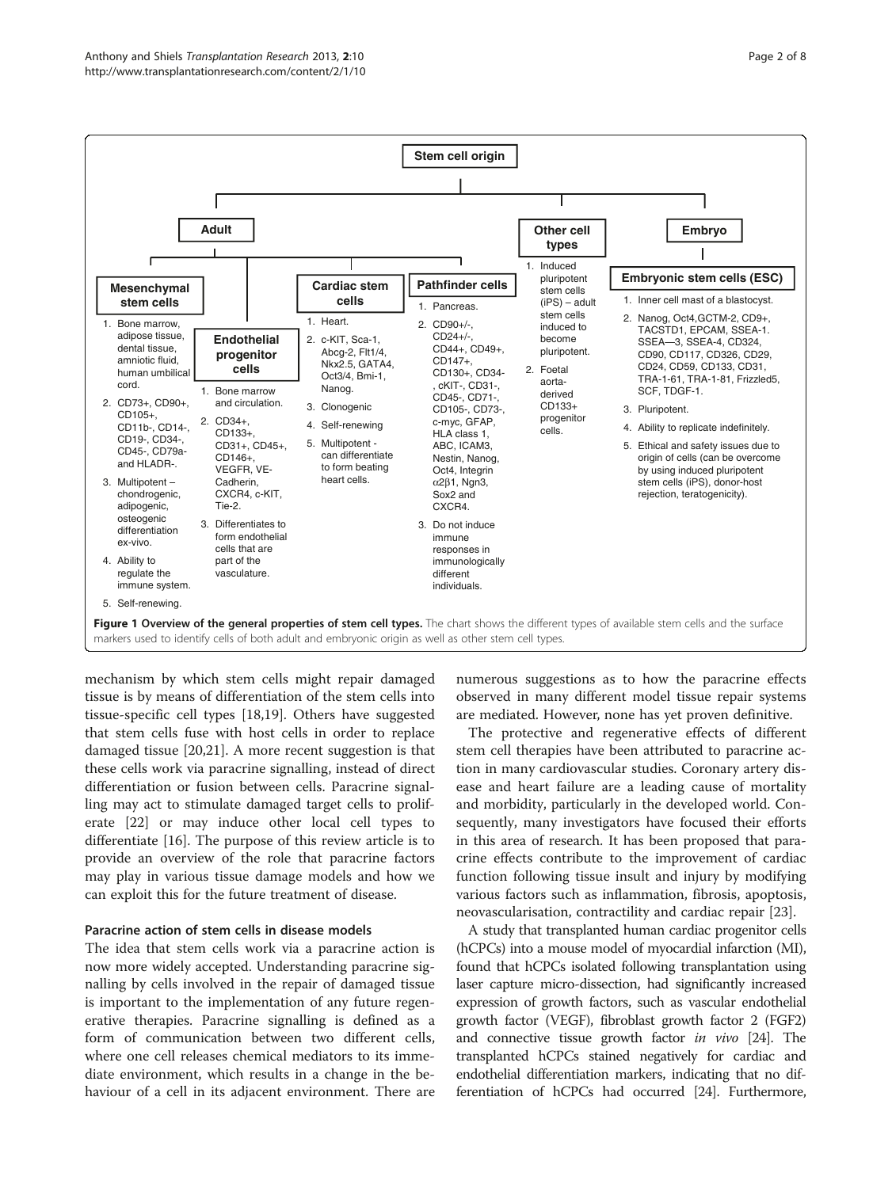Stem cell origin

Adult

Other cell types

Embryo

Mesenchymal stem cells

1. Bone marrow, adipose tissue, dental tissue, amniotic fluid, human umbilical cord.
2. CD73+, CD90+, CD105+, CD11b-, CD14-, CD19-, CD34-, CD45-, CD79a- and HLADR-.
3. Multipotent – chondrogenic, adipogenic, osteogenic differentiation ex-vivo.
4. Ability to regulate the immune system.
5. Self-renewing.

Endothelial progenitor cells

1. Bone marrow and circulation.
2. CD34+, CD133+, CD31+, CD45+, CD146+, VEGFR, VE-Cadherin, CXCR4, c-KIT, Tie-2.
3. Differentiates to form endothelial cells that are part of the vasculature.

Cardiac stem cells

1. Heart.
2. c-KIT, Sca-1, Abcg-2, Flt1/4, Nkx2.5, GATA4, Oct3/4, Bmi-1, Nanog.
3. Clonogenic
4. Self-renewing
5. Multipotent - can differentiate to form beating heart cells.

Pathfinder cells

1. Pancreas.
2. CD90+/-, CD24+/-, CD44+, CD49+, CD147+, CD130+, CD34-, cKIT-, CD31-, CD45-, CD71-, CD105-, CD73-, c-myc, GFAP, HLA class 1, ABC, ICAM3, Nestin, Nanog, Oct4, Integrin $\alpha 2\beta 1$, Ngn3, Sox2 and CXCR4.
3. Do not induce immune responses in immunologically different individuals.

1. Induced pluripotent stem cells (iPS) – adult stem cells induced to become pluripotent.
2. Foetal aorta-derived CD133+ progenitor cells.

Embryonic stem cells (ESC)

1. Inner cell mast of a blastocyst.
2. Nanog, Oct4,GCTM-2, CD9+, TACSTD1, EPCAM, SSEA-1. SSEA—3, SSEA-4, CD324, CD90, CD117, CD326, CD29, CD24, CD59, CD133, CD31, TRA-1-61, TRA-1-81, Frizzled5, SCF, TDGF-1.
3. Pluripotent.
4. Ability to replicate indefinitely.
5. Ethical and safety issues due to origin of cells (can be overcome by using induced pluripotent stem cells (iPS), donor-host rejection, teratogenicity).

**Figure 1 Overview of the general properties of stem cell types.** The chart shows the different types of available stem cells and the surface markers used to identify cells of both adult and embryonic origin as well as other stem cell types.

mechanism by which stem cells might repair damaged tissue is by means of differentiation of the stem cells into tissue-specific cell types [18,19]. Others have suggested that stem cells fuse with host cells in order to replace damaged tissue [20,21]. A more recent suggestion is that these cells work via paracrine signalling, instead of direct differentiation or fusion between cells. Paracrine signalling may act to stimulate damaged target cells to proliferate [22] or may induce other local cell types to differentiate [16]. The purpose of this review article is to provide an overview of the role that paracrine factors may play in various tissue damage models and how we can exploit this for the future treatment of disease.

## Paracrine action of stem cells in disease models

The idea that stem cells work via a paracrine action is now more widely accepted. Understanding paracrine signalling by cells involved in the repair of damaged tissue is important to the implementation of any future regenerative therapies. Paracrine signalling is defined as a form of communication between two different cells, where one cell releases chemical mediators to its immediate environment, which results in a change in the behaviour of a cell in its adjacent environment. There are numerous suggestions as to how the paracrine effects observed in many different model tissue repair systems are mediated. However, none has yet proven definitive.

The protective and regenerative effects of different stem cell therapies have been attributed to paracrine action in many cardiovascular studies. Coronary artery disease and heart failure are a leading cause of mortality and morbidity, particularly in the developed world. Consequently, many investigators have focused their efforts in this area of research. It has been proposed that paracrine effects contribute to the improvement of cardiac function following tissue insult and injury by modifying various factors such as inflammation, fibrosis, apoptosis, neovascularisation, contractility and cardiac repair [23].

A study that transplanted human cardiac progenitor cells (hCPCs) into a mouse model of myocardial infarction (MI), found that hCPCs isolated following transplantation using laser capture micro-dissection, had significantly increased expression of growth factors, such as vascular endothelial growth factor (VEGF), fibroblast growth factor 2 (FGF2) and connective tissue growth factor *in vivo* [24]. The transplanted hCPCs stained negatively for cardiac and endothelial differentiation markers, indicating that no differentiation of hCPCs had occurred [24]. Furthermore,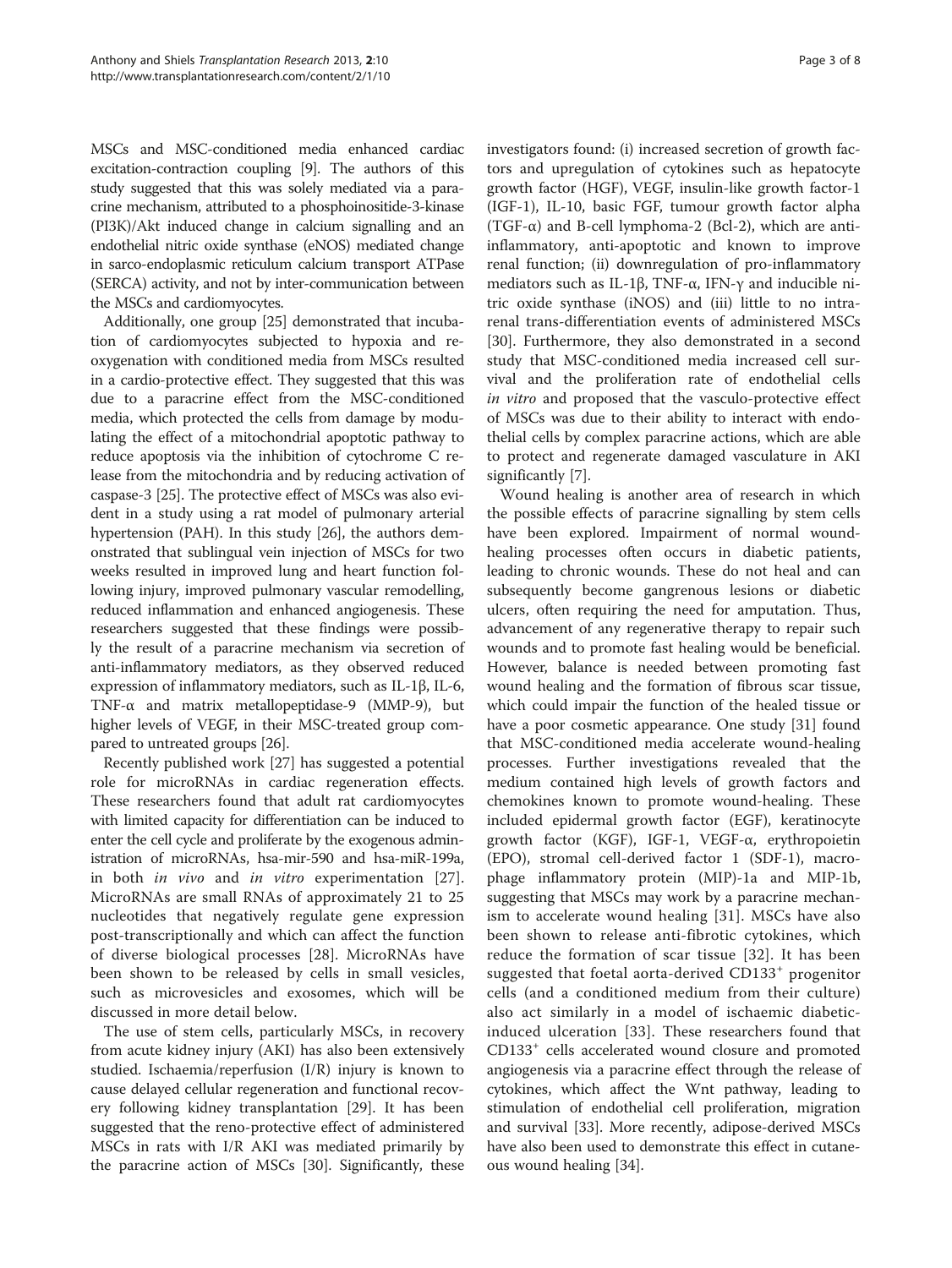MSCs and MSC-conditioned media enhanced cardiac excitation-contraction coupling [9]. The authors of this study suggested that this was solely mediated via a paracrine mechanism, attributed to a phosphoinositide-3-kinase (PI3K)/Akt induced change in calcium signalling and an endothelial nitric oxide synthase (eNOS) mediated change in sarco-endoplasmic reticulum calcium transport ATPase (SERCA) activity, and not by inter-communication between the MSCs and cardiomyocytes.

Additionally, one group [25] demonstrated that incubation of cardiomyocytes subjected to hypoxia and re-oxygenation with conditioned media from MSCs resulted in a cardio-protective effect. They suggested that this was due to a paracrine effect from the MSC-conditioned media, which protected the cells from damage by modulating the effect of a mitochondrial apoptotic pathway to reduce apoptosis via the inhibition of cytochrome C release from the mitochondria and by reducing activation of caspase-3 [25]. The protective effect of MSCs was also evident in a study using a rat model of pulmonary arterial hypertension (PAH). In this study [26], the authors demonstrated that sublingual vein injection of MSCs for two weeks resulted in improved lung and heart function following injury, improved pulmonary vascular remodelling, reduced inflammation and enhanced angiogenesis. These researchers suggested that these findings were possibly the result of a paracrine mechanism via secretion of anti-inflammatory mediators, as they observed reduced expression of inflammatory mediators, such as IL-1β, IL-6, TNF-α and matrix metallopeptidase-9 (MMP-9), but higher levels of VEGF, in their MSC-treated group compared to untreated groups [26].

Recently published work [27] has suggested a potential role for microRNAs in cardiac regeneration effects. These researchers found that adult rat cardiomyocytes with limited capacity for differentiation can be induced to enter the cell cycle and proliferate by the exogenous administration of microRNAs, hsa-mir-590 and hsa-miR-199a, in both *in vivo* and *in vitro* experimentation [27]. MicroRNAs are small RNAs of approximately 21 to 25 nucleotides that negatively regulate gene expression post-transcriptionally and which can affect the function of diverse biological processes [28]. MicroRNAs have been shown to be released by cells in small vesicles, such as microvesicles and exosomes, which will be discussed in more detail below.

The use of stem cells, particularly MSCs, in recovery from acute kidney injury (AKI) has also been extensively studied. Ischaemia/reperfusion (I/R) injury is known to cause delayed cellular regeneration and functional recovery following kidney transplantation [29]. It has been suggested that the reno-protective effect of administered MSCs in rats with I/R AKI was mediated primarily by the paracrine action of MSCs [30]. Significantly, these investigators found: (i) increased secretion of growth factors and upregulation of cytokines such as hepatocyte growth factor (HGF), VEGF, insulin-like growth factor-1 (IGF-1), IL-10, basic FGF, tumour growth factor alpha (TGF-α) and B-cell lymphoma-2 (Bcl-2), which are anti-inflammatory, anti-apoptotic and known to improve renal function; (ii) downregulation of pro-inflammatory mediators such as IL-1β, TNF-α, IFN-γ and inducible nitric oxide synthase (iNOS) and (iii) little to no intrarenal trans-differentiation events of administered MSCs [30]. Furthermore, they also demonstrated in a second study that MSC-conditioned media increased cell survival and the proliferation rate of endothelial cells *in vitro* and proposed that the vasculo-protective effect of MSCs was due to their ability to interact with endothelial cells by complex paracrine actions, which are able to protect and regenerate damaged vasculature in AKI significantly [7].

Wound healing is another area of research in which the possible effects of paracrine signalling by stem cells have been explored. Impairment of normal wound-healing processes often occurs in diabetic patients, leading to chronic wounds. These do not heal and can subsequently become gangrenous lesions or diabetic ulcers, often requiring the need for amputation. Thus, advancement of any regenerative therapy to repair such wounds and to promote fast healing would be beneficial. However, balance is needed between promoting fast wound healing and the formation of fibrous scar tissue, which could impair the function of the healed tissue or have a poor cosmetic appearance. One study [31] found that MSC-conditioned media accelerate wound-healing processes. Further investigations revealed that the medium contained high levels of growth factors and chemokines known to promote wound-healing. These included epidermal growth factor (EGF), keratinocyte growth factor (KGF), IGF-1, VEGF-α, erythropoietin (EPO), stromal cell-derived factor 1 (SDF-1), macrophage inflammatory protein (MIP)-1a and MIP-1b, suggesting that MSCs may work by a paracrine mechanism to accelerate wound healing [31]. MSCs have also been shown to release anti-fibrotic cytokines, which reduce the formation of scar tissue [32]. It has been suggested that foetal aorta-derived $CD133^+$ progenitor cells (and a conditioned medium from their culture) also act similarly in a model of ischaemic diabetic-induced ulceration [33]. These researchers found that $CD133^+$ cells accelerated wound closure and promoted angiogenesis via a paracrine effect through the release of cytokines, which affect the Wnt pathway, leading to stimulation of endothelial cell proliferation, migration and survival [33]. More recently, adipose-derived MSCs have also been used to demonstrate this effect in cutaneous wound healing [34].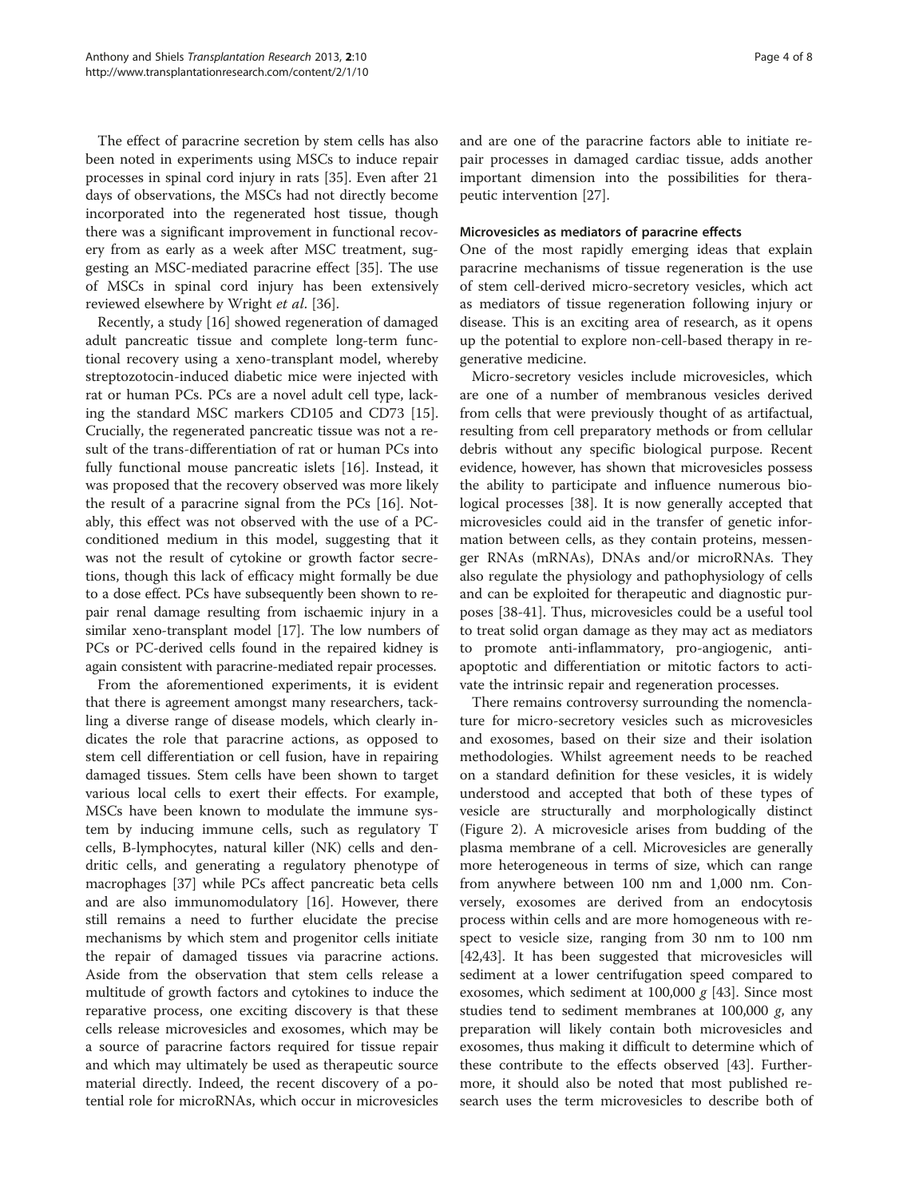The effect of paracrine secretion by stem cells has also been noted in experiments using MSCs to induce repair processes in spinal cord injury in rats [35]. Even after 21 days of observations, the MSCs had not directly become incorporated into the regenerated host tissue, though there was a significant improvement in functional recovery from as early as a week after MSC treatment, suggesting an MSC-mediated paracrine effect [35]. The use of MSCs in spinal cord injury has been extensively reviewed elsewhere by Wright *et al*. [36].

Recently, a study [16] showed regeneration of damaged adult pancreatic tissue and complete long-term functional recovery using a xeno-transplant model, whereby streptozotocin-induced diabetic mice were injected with rat or human PCs. PCs are a novel adult cell type, lacking the standard MSC markers CD105 and CD73 [15]. Crucially, the regenerated pancreatic tissue was not a result of the trans-differentiation of rat or human PCs into fully functional mouse pancreatic islets [16]. Instead, it was proposed that the recovery observed was more likely the result of a paracrine signal from the PCs [16]. Notably, this effect was not observed with the use of a PC-conditioned medium in this model, suggesting that it was not the result of cytokine or growth factor secretions, though this lack of efficacy might formally be due to a dose effect. PCs have subsequently been shown to repair renal damage resulting from ischaemic injury in a similar xeno-transplant model [17]. The low numbers of PCs or PC-derived cells found in the repaired kidney is again consistent with paracrine-mediated repair processes.

From the aforementioned experiments, it is evident that there is agreement amongst many researchers, tackling a diverse range of disease models, which clearly indicates the role that paracrine actions, as opposed to stem cell differentiation or cell fusion, have in repairing damaged tissues. Stem cells have been shown to target various local cells to exert their effects. For example, MSCs have been known to modulate the immune system by inducing immune cells, such as regulatory T cells, B-lymphocytes, natural killer (NK) cells and dendritic cells, and generating a regulatory phenotype of macrophages [37] while PCs affect pancreatic beta cells and are also immunomodulatory [16]. However, there still remains a need to further elucidate the precise mechanisms by which stem and progenitor cells initiate the repair of damaged tissues via paracrine actions. Aside from the observation that stem cells release a multitude of growth factors and cytokines to induce the reparative process, one exciting discovery is that these cells release microvesicles and exosomes, which may be a source of paracrine factors required for tissue repair and which may ultimately be used as therapeutic source material directly. Indeed, the recent discovery of a potential role for microRNAs, which occur in microvesicles and are one of the paracrine factors able to initiate repair processes in damaged cardiac tissue, adds another important dimension into the possibilities for therapeutic intervention [27].

#### Microvesicles as mediators of paracrine effects

One of the most rapidly emerging ideas that explain paracrine mechanisms of tissue regeneration is the use of stem cell-derived micro-secretory vesicles, which act as mediators of tissue regeneration following injury or disease. This is an exciting area of research, as it opens up the potential to explore non-cell-based therapy in regenerative medicine.

Micro-secretory vesicles include microvesicles, which are one of a number of membranous vesicles derived from cells that were previously thought of as artifactual, resulting from cell preparatory methods or from cellular debris without any specific biological purpose. Recent evidence, however, has shown that microvesicles possess the ability to participate and influence numerous biological processes [38]. It is now generally accepted that microvesicles could aid in the transfer of genetic information between cells, as they contain proteins, messenger RNAs (mRNAs), DNAs and/or microRNAs. They also regulate the physiology and pathophysiology of cells and can be exploited for therapeutic and diagnostic purposes [38-41]. Thus, microvesicles could be a useful tool to treat solid organ damage as they may act as mediators to promote anti-inflammatory, pro-angiogenic, anti-apoptotic and differentiation or mitotic factors to activate the intrinsic repair and regeneration processes.

There remains controversy surrounding the nomenclature for micro-secretory vesicles such as microvesicles and exosomes, based on their size and their isolation methodologies. Whilst agreement needs to be reached on a standard definition for these vesicles, it is widely understood and accepted that both of these types of vesicle are structurally and morphologically distinct (Figure 2). A microvesicle arises from budding of the plasma membrane of a cell. Microvesicles are generally more heterogeneous in terms of size, which can range from anywhere between 100 nm and 1,000 nm. Conversely, exosomes are derived from an endocytosis process within cells and are more homogeneous with respect to vesicle size, ranging from 30 nm to 100 nm [42,43]. It has been suggested that microvesicles will sediment at a lower centrifugation speed compared to exosomes, which sediment at 100,000 *g* [43]. Since most studies tend to sediment membranes at 100,000 *g*, any preparation will likely contain both microvesicles and exosomes, thus making it difficult to determine which of these contribute to the effects observed [43]. Furthermore, it should also be noted that most published research uses the term microvesicles to describe both of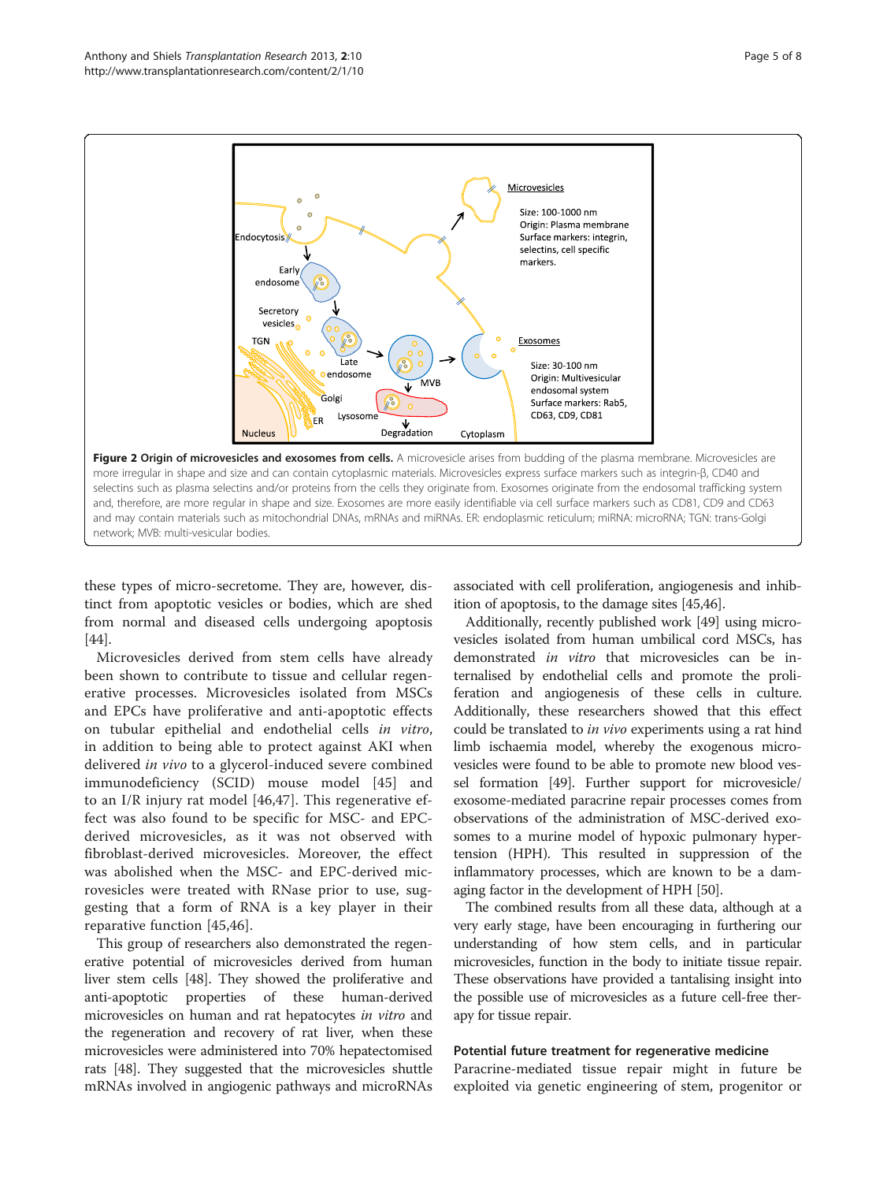Microvesicles

Size: 100-1000 nm
Origin: Plasma membrane
Surface markers: integrin, selectins, cell specific markers.

Endocytosis

Early endosome

Secretory vesicles

TGN

Late endosome

MVB

Exosomes

Size: 30-100 nm
Origin: Multivesicular endosomal system
Surface markers: Rab5, CD63, CD9, CD81

Golgi

ER

Lysosome

Degradation

Nucleus

Cytoplasm

**Figure 2 Origin of microvesicles and exosomes from cells.** A microvesicle arises from budding of the plasma membrane. Microvesicles are more irregular in shape and size and can contain cytoplasmic materials. Microvesicles express surface markers such as integrin-β, CD40 and selectins such as plasma selectins and/or proteins from the cells they originate from. Exosomes originate from the endosomal trafficking system and, therefore, are more regular in shape and size. Exosomes are more easily identifiable via cell surface markers such as CD81, CD9 and CD63 and may contain materials such as mitochondrial DNAs, mRNAs and miRNAs. ER: endoplasmic reticulum; miRNA: microRNA; TGN: trans-Golgi network; MVB: multi-vesicular bodies.

these types of micro-secretome. They are, however, distinct from apoptotic vesicles or bodies, which are shed from normal and diseased cells undergoing apoptosis [44].

Microvesicles derived from stem cells have already been shown to contribute to tissue and cellular regenerative processes. Microvesicles isolated from MSCs and EPCs have proliferative and anti-apoptotic effects on tubular epithelial and endothelial cells *in vitro*, in addition to being able to protect against AKI when delivered *in vivo* to a glycerol-induced severe combined immunodeficiency (SCID) mouse model [45] and to an I/R injury rat model [46,47]. This regenerative effect was also found to be specific for MSC- and EPC-derived microvesicles, as it was not observed with fibroblast-derived microvesicles. Moreover, the effect was abolished when the MSC- and EPC-derived microvesicles were treated with RNase prior to use, suggesting that a form of RNA is a key player in their reparative function [45,46].

This group of researchers also demonstrated the regenerative potential of microvesicles derived from human liver stem cells [48]. They showed the proliferative and anti-apoptotic properties of these human-derived microvesicles on human and rat hepatocytes *in vitro* and the regeneration and recovery of rat liver, when these microvesicles were administered into 70% hepatectomised rats [48]. They suggested that the microvesicles shuttle mRNAs involved in angiogenic pathways and microRNAs associated with cell proliferation, angiogenesis and inhibition of apoptosis, to the damage sites [45,46].

Additionally, recently published work [49] using microvesicles isolated from human umbilical cord MSCs, has demonstrated *in vitro* that microvesicles can be internalised by endothelial cells and promote the proliferation and angiogenesis of these cells in culture. Additionally, these researchers showed that this effect could be translated to *in vivo* experiments using a rat hind limb ischaemia model, whereby the exogenous microvesicles were found to be able to promote new blood vessel formation [49]. Further support for microvesicle/exosome-mediated paracrine repair processes comes from observations of the administration of MSC-derived exosomes to a murine model of hypoxic pulmonary hypertension (HPH). This resulted in suppression of the inflammatory processes, which are known to be a damaging factor in the development of HPH [50].

The combined results from all these data, although at a very early stage, have been encouraging in furthering our understanding of how stem cells, and in particular microvesicles, function in the body to initiate tissue repair. These observations have provided a tantalising insight into the possible use of microvesicles as a future cell-free therapy for tissue repair.

## Potential future treatment for regenerative medicine

Paracrine-mediated tissue repair might in future be exploited via genetic engineering of stem, progenitor or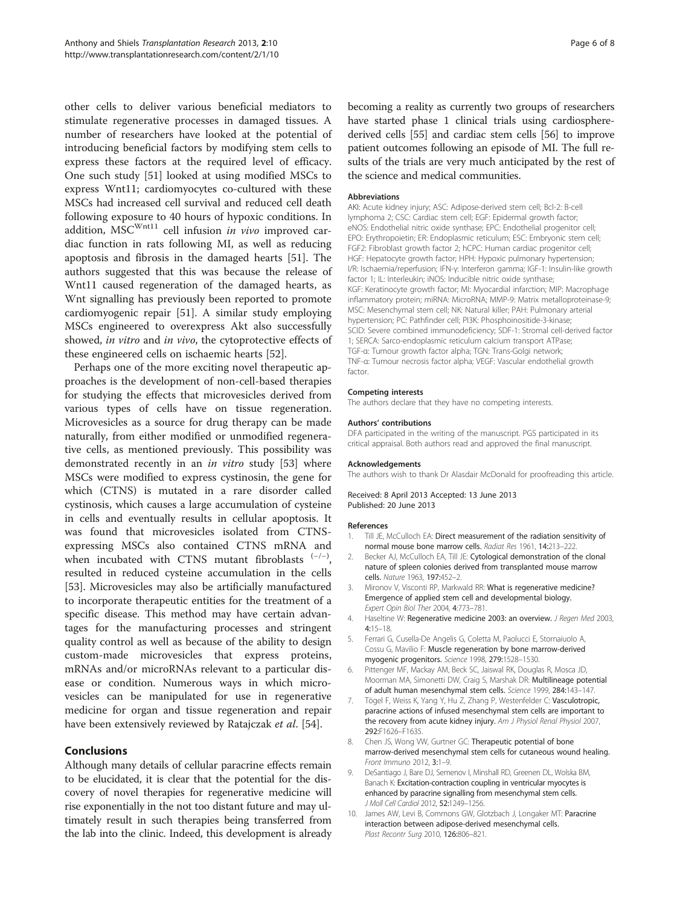other cells to deliver various beneficial mediators to stimulate regenerative processes in damaged tissues. A number of researchers have looked at the potential of introducing beneficial factors by modifying stem cells to express these factors at the required level of efficacy. One such study [51] looked at using modified MSCs to express Wnt11; cardiomyocytes co-cultured with these MSCs had increased cell survival and reduced cell death following exposure to 40 hours of hypoxic conditions. In addition, $MSC^{Wnt11}$ cell infusion *in vivo* improved cardiac function in rats following MI, as well as reducing apoptosis and fibrosis in the damaged hearts [51]. The authors suggested that this was because the release of Wnt11 caused regeneration of the damaged hearts, as Wnt signalling has previously been reported to promote cardiomyogenic repair [51]. A similar study employing MSCs engineered to overexpress Akt also successfully showed, *in vitro* and *in vivo*, the cytoprotective effects of these engineered cells on ischaemic hearts [52].

Perhaps one of the more exciting novel therapeutic approaches is the development of non-cell-based therapies for studying the effects that microvesicles derived from various types of cells have on tissue regeneration. Microvesicles as a source for drug therapy can be made naturally, from either modified or unmodified regenerative cells, as mentioned previously. This possibility was demonstrated recently in an *in vitro* study [53] where MSCs were modified to express cystinosin, the gene for which (CTNS) is mutated in a rare disorder called cystinosis, which causes a large accumulation of cysteine in cells and eventually results in cellular apoptosis. It was found that microvesicles isolated from CTNS-expressing MSCs also contained CTNS mRNA and when incubated with CTNS mutant fibroblasts $^{(-/-)}$, resulted in reduced cysteine accumulation in the cells [53]. Microvesicles may also be artificially manufactured to incorporate therapeutic entities for the treatment of a specific disease. This method may have certain advantages for the manufacturing processes and stringent quality control as well as because of the ability to design custom-made microvesicles that express proteins, mRNAs and/or microRNAs relevant to a particular disease or condition. Numerous ways in which microvesicles can be manipulated for use in regenerative medicine for organ and tissue regeneration and repair have been extensively reviewed by Ratajczak *et al*. [54].

## Conclusions

Although many details of cellular paracrine effects remain to be elucidated, it is clear that the potential for the discovery of novel therapies for regenerative medicine will rise exponentially in the not too distant future and may ultimately result in such therapies being transferred from the lab into the clinic. Indeed, this development is already becoming a reality as currently two groups of researchers have started phase 1 clinical trials using cardiosphere-derived cells [55] and cardiac stem cells [56] to improve patient outcomes following an episode of MI. The full results of the trials are very much anticipated by the rest of the science and medical communities.

#### Abbreviations

AKI: Acute kidney injury; ASC: Adipose-derived stem cell; Bcl-2: B-cell lymphoma 2; CSC: Cardiac stem cell; EGF: Epidermal growth factor; eNOS: Endothelial nitric oxide synthase; EPC: Endothelial progenitor cell; EPO: Erythropoietin; ER: Endoplasmic reticulum; ESC: Embryonic stem cell; FGF2: Fibroblast growth factor 2; hCPC: Human cardiac progenitor cell; HGF: Hepatocyte growth factor; HPH: Hypoxic pulmonary hypertension; I/R: Ischaemia/reperfusion; IFN-γ: Interferon gamma; IGF-1: Insulin-like growth factor 1; IL: Interleukin; iNOS: Inducible nitric oxide synthase; KGF: Keratinocyte growth factor; MI: Myocardial infarction; MIP: Macrophage inflammatory protein; miRNA: MicroRNA; MMP-9: Matrix metalloproteinase-9; MSC: Mesenchymal stem cell; NK: Natural killer; PAH: Pulmonary arterial hypertension; PC: Pathfinder cell; PI3K: Phosphoinositide-3-kinase; SCID: Severe combined immunodeficiency; SDF-1: Stromal cell-derived factor 1; SERCA: Sarco-endoplasmic reticulum calcium transport ATPase; TGF-α: Tumour growth factor alpha; TGN: Trans-Golgi network; TNF-α: Tumour necrosis factor alpha; VEGF: Vascular endothelial growth factor.

#### Competing interests

The authors declare that they have no competing interests.

#### Authors' contributions

DFA participated in the writing of the manuscript. PGS participated in its critical appraisal. Both authors read and approved the final manuscript.

#### Acknowledgements

The authors wish to thank Dr Alasdair McDonald for proofreading this article.

Received: 8 April 2013 Accepted: 13 June 2013
Published: 20 June 2013

#### References

1. Till JE, McCulloch EA: Direct measurement of the radiation sensitivity of normal mouse bone marrow cells. *Radiat Res* 1961, 14:213–222.
2. Becker AJ, McCulloch EA, Till JE: Cytological demonstration of the clonal nature of spleen colonies derived from transplanted mouse marrow cells. *Nature* 1963, 197:452–2.
3. Mironov V, Visconti RP, Markwald RR: What is regenerative medicine? Emergence of applied stem cell and developmental biology. *Expert Opin Biol Ther* 2004, 4:773–781.
4. Haseltine W: Regenerative medicine 2003: an overview. *J Regen Med* 2003, 4:15–18.
5. Ferrari G, Cusella-De Angelis G, Coletta M, Paolucci E, Stornaiuolo A, Cossu G, Mavilio F: Muscle regeneration by bone marrow-derived myogenic progenitors. *Science* 1998, 279:1528–1530.
6. Pittenger MF, Mackay AM, Beck SC, Jaiswal RK, Douglas R, Mosca JD, Moorman MA, Simonetti DW, Craig S, Marshak DR: Multilineage potential of adult human mesenchymal stem cells. *Science* 1999, 284:143–147.
7. Tögel F, Weiss K, Yang Y, Hu Z, Zhang P, Westenfelder C: Vasculotropic, paracrine actions of infused mesenchymal stem cells are important to the recovery from acute kidney injury. *Am J Physiol Renal Physiol* 2007, 292:F1626–F1635.
8. Chen JS, Wong VW, Gurtner GC: Therapeutic potential of bone marrow-derived mesenchymal stem cells for cutaneous wound healing. *Front Immuno* 2012, 3:1–9.
9. DeSantiago J, Bare DJ, Semenov I, Minshall RD, Greenen DL, Wolska BM, Banach K: Excitation-contraction coupling in ventricular myocytes is enhanced by paracrine signalling from mesenchymal stem cells. *J Moll Cell Cardiol* 2012, 52:1249–1256.
10. James AW, Levi B, Commons GW, Glotzbach J, Longaker MT: Paracrine interaction between adipose-derived mesenchymal cells. *Plast Recontr Surg* 2010, 126:806–821.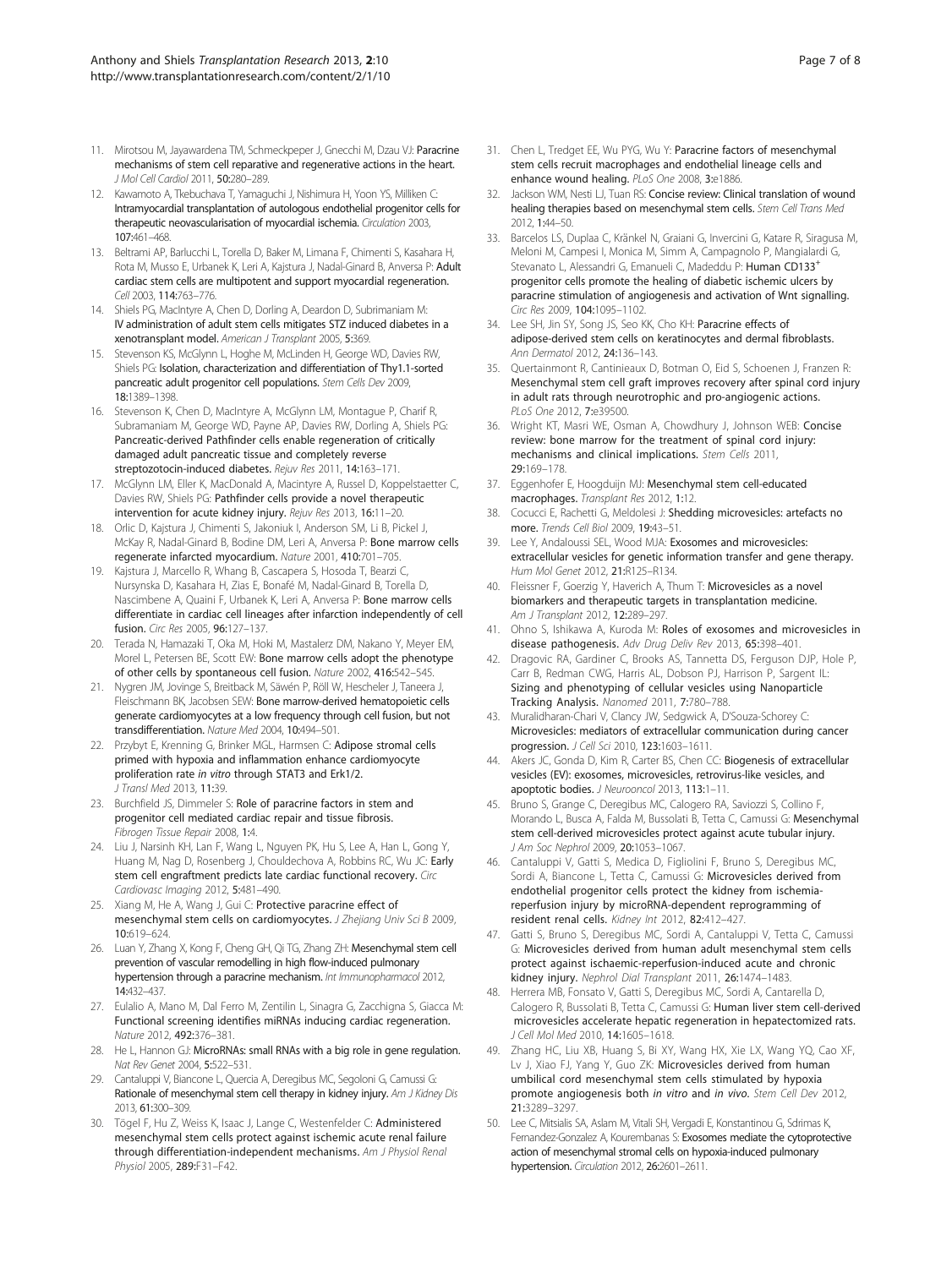11. Mirotsou M, Jayawardena TM, Schmeckpeper J, Gnecchi M, Dzau VJ: **Paracrine mechanisms of stem cell reparative and regenerative actions in the heart.** *J Mol Cell Cardiol* 2011, **50:**280–289.
12. Kawamoto A, Tkebuchava T, Yamaguchi J, Nishimura H, Yoon YS, Milliken C: **Intramyocardial transplantation of autologous endothelial progenitor cells for therapeutic neovascularisation of myocardial ischemia.** *Circulation* 2003, **107:**461–468.
13. Beltrami AP, Barlucchi L, Torella D, Baker M, Limana F, Chimenti S, Kasahara H, Rota M, Musso E, Urbanek K, Leri A, Kajstura J, Nadal-Ginard B, Anversa P: **Adult cardiac stem cells are multipotent and support myocardial regeneration.** *Cell* 2003, **114:**763–776.
14. Shiels PG, MacIntyre A, Chen D, Dorling A, Deardon D, Subrimaniam M: **IV administration of adult stem cells mitigates STZ induced diabetes in a xenotransplant model.** *American J Transplant* 2005, **5:**369.
15. Stevenson KS, McGlynn L, Hoghe M, McLinden H, George WD, Davies RW, Shiels PG: **Isolation, characterization and differentiation of Thy1.1-sorted pancreatic adult progenitor cell populations.** *Stem Cells Dev* 2009, **18:**1389–1398.
16. Stevenson K, Chen D, MacIntyre A, McGlynn LM, Montague P, Charif R, Subramaniam M, George WD, Payne AP, Davies RW, Dorling A, Shiels PG: **Pancreatic-derived Pathfinder cells enable regeneration of critically damaged adult pancreatic tissue and completely reverse streptozotocin-induced diabetes.** *Rejuv Res* 2011, **14:**163–171.
17. McGlynn LM, Eller K, MacDonald A, Macintyre A, Russel D, Koppelstaetter C, Davies RW, Shiels PG: **Pathfinder cells provide a novel therapeutic intervention for acute kidney injury.** *Rejuv Res* 2013, **16:**11–20.
18. Orlic D, Kajstura J, Chimenti S, Jakoniuk I, Anderson SM, Li B, Pickel J, McKay R, Nadal-Ginard B, Bodine DM, Leri A, Anversa P: **Bone marrow cells regenerate infarcted myocardium.** *Nature* 2001, **410:**701–705.
19. Kajstura J, Marcello R, Whang B, Cascapera S, Hosoda T, Bearzi C, Nursynska D, Kasahara H, Zias E, Bonafé M, Nadal-Ginard B, Torella D, Nascimbene A, Quaini F, Urbanek K, Leri A, Anversa P: **Bone marrow cells differentiate in cardiac cell lineages after infarction independently of cell fusion.** *Circ Res* 2005, **96:**127–137.
20. Terada N, Hamazaki T, Oka M, Hoki M, Mastalerz DM, Nakano Y, Meyer EM, Morel L, Petersen BE, Scott EW: **Bone marrow cells adopt the phenotype of other cells by spontaneous cell fusion.** *Nature* 2002, **416:**542–545.
21. Nygren JM, Jovinge S, Breitback M, Säwén P, Röll W, Hescheler J, Taneera J, Fleischmann BK, Jacobsen SEW: **Bone marrow-derived hematopoietic cells generate cardiomyocytes at a low frequency through cell fusion, but not transdifferentiation.** *Nature Med* 2004, **10:**494–501.
22. Przybyt E, Krenning G, Brinker MGL, Harmsen C: **Adipose stromal cells primed with hypoxia and inflammation enhance cardiomyocyte proliferation rate *in vitro* through STAT3 and Erk1/2.** *J Transl Med* 2013, **11:**39.
23. Burchfield JS, Dimmeler S: **Role of paracrine factors in stem and progenitor cell mediated cardiac repair and tissue fibrosis.** *Fibrogen Tissue Repair* 2008, **1:**4.
24. Liu J, Narsinh KH, Lan F, Wang L, Nguyen PK, Hu S, Lee A, Han L, Gong Y, Huang M, Nag D, Rosenberg J, Chouldechova A, Robbins RC, Wu JC: **Early stem cell engraftment predicts late cardiac functional recovery.** *Circ Cardiovasc Imaging* 2012, **5:**481–490.
25. Xiang M, He A, Wang J, Gui C: **Protective paracrine effect of mesenchymal stem cells on cardiomyocytes.** *J Zhejiang Univ Sci B* 2009, **10:**619–624.
26. Luan Y, Zhang X, Kong F, Cheng GH, Qi TG, Zhang ZH: **Mesenchymal stem cell prevention of vascular remodelling in high flow-induced pulmonary hypertension through a paracrine mechanism.** *Int Immunopharmacol* 2012, **14:**432–437.
27. Eulalio A, Mano M, Dal Ferro M, Zentilin L, Sinagra G, Zacchigna S, Giacca M: **Functional screening identifies miRNAs inducing cardiac regeneration.** *Nature* 2012, **492:**376–381.
28. He L, Hannon GJ: **MicroRNAs: small RNAs with a big role in gene regulation.** *Nat Rev Genet* 2004, **5:**522–531.
29. Cantaluppi V, Biancone L, Quercia A, Deregibus MC, Segoloni G, Camussi G: **Rationale of mesenchymal stem cell therapy in kidney injury.** *Am J Kidney Dis* 2013, **61:**300–309.
30. Tögel F, Hu Z, Weiss K, Isaac J, Lange C, Westenfelder C: **Administered mesenchymal stem cells protect against ischemic acute renal failure through differentiation-independent mechanisms.** *Am J Physiol Renal Physiol* 2005, **289:**F31–F42.
31. Chen L, Tredget EE, Wu PYG, Wu Y: **Paracrine factors of mesenchymal stem cells recruit macrophages and endothelial lineage cells and enhance wound healing.** *PLoS One* 2008, **3:**e1886.
32. Jackson WM, Nesti LJ, Tuan RS: **Concise review: Clinical translation of wound healing therapies based on mesenchymal stem cells.** *Stem Cell Trans Med* 2012, **1:**44–50.
33. Barcelos LS, Duplaa C, Kränkel N, Graiani G, Invercini G, Katare R, Siragusa M, Meloni M, Campesi I, Monica M, Simm A, Campagnolo P, Mangialardi G, Stevanato L, Alessandri G, Emanueli C, Madeddu P: **Human CD133$^+$ progenitor cells promote the healing of diabetic ischemic ulcers by paracrine stimulation of angiogenesis and activation of Wnt signalling.** *Circ Res* 2009, **104:**1095–1102.
34. Lee SH, Jin SY, Song JS, Seo KK, Cho KH: **Paracrine effects of adipose-derived stem cells on keratinocytes and dermal fibroblasts.** *Ann Dermatol* 2012, **24:**136–143.
35. Quertainmont R, Cantinieaux D, Botman O, Eid S, Schoenen J, Franzen R: **Mesenchymal stem cell graft improves recovery after spinal cord injury in adult rats through neurotrophic and pro-angiogenic actions.** *PLoS One* 2012, **7:**e39500.
36. Wright KT, Masri WE, Osman A, Chowdhury J, Johnson WEB: **Concise review: bone marrow for the treatment of spinal cord injury: mechanisms and clinical implications.** *Stem Cells* 2011, **29:**169–178.
37. Eggenhofer E, Hoogduijn MJ: **Mesenchymal stem cell-educated macrophages.** *Transplant Res* 2012, **1:**12.
38. Cocucci E, Rachetti G, Meldolesi J: **Shedding microvesicles: artefacts no more.** *Trends Cell Biol* 2009, **19:**43–51.
39. Lee Y, Andaloussi SEL, Wood MJA: **Exosomes and microvesicles: extracellular vesicles for genetic information transfer and gene therapy.** *Hum Mol Genet* 2012, **21:**R125–R134.
40. Fleissner F, Goerzig Y, Haverich A, Thum T: **Microvesicles as a novel biomarkers and therapeutic targets in transplantation medicine.** *Am J Transplant* 2012, **12:**289–297.
41. Ohno S, Ishikawa A, Kuroda M: **Roles of exosomes and microvesicles in disease pathogenesis.** *Adv Drug Deliv Rev* 2013, **65:**398–401.
42. Dragovic RA, Gardiner C, Brooks AS, Tannetta DS, Ferguson DJP, Hole P, Carr B, Redman CWG, Harris AL, Dobson PJ, Harrison P, Sargent IL: **Sizing and phenotyping of cellular vesicles using Nanoparticle Tracking Analysis.** *Nanomed* 2011, **7:**780–788.
43. Muralidharan-Chari V, Clancy JW, Sedgwick A, D'Souza-Schorey C: **Microvesicles: mediators of extracellular communication during cancer progression.** *J Cell Sci* 2010, **123:**1603–1611.
44. Akers JC, Gonda D, Kim R, Carter BS, Chen CC: **Biogenesis of extracellular vesicles (EV): exosomes, microvesicles, retrovirus-like vesicles, and apoptotic bodies.** *J Neurooncol* 2013, **113:**1–11.
45. Bruno S, Grange C, Deregibus MC, Calogero RA, Saviozzi S, Collino F, Morando L, Busca A, Falda M, Bussolati B, Tetta C, Camussi G: **Mesenchymal stem cell-derived microvesicles protect against acute tubular injury.** *J Am Soc Nephrol* 2009, **20:**1053–1067.
46. Cantaluppi V, Gatti S, Medica D, Figliolini F, Bruno S, Deregibus MC, Sordi A, Biancone L, Tetta C, Camussi G: **Microvesicles derived from endothelial progenitor cells protect the kidney from ischemia-reperfusion injury by microRNA-dependent reprogramming of resident renal cells.** *Kidney Int* 2012, **82:**412–427.
47. Gatti S, Bruno S, Deregibus MC, Sordi A, Cantaluppi V, Tetta C, Camussi G: **Microvesicles derived from human adult mesenchymal stem cells protect against ischaemic-reperfusion-induced acute and chronic kidney injury.** *Nephrol Dial Transplant* 2011, **26:**1474–1483.
48. Herrera MB, Fonsato V, Gatti S, Deregibus MC, Sordi A, Cantarella D, Calogero R, Bussolati B, Tetta C, Camussi G: **Human liver stem cell-derived microvesicles accelerate hepatic regeneration in hepatectomized rats.** *J Cell Mol Med* 2010, **14:**1605–1618.
49. Zhang HC, Liu XB, Huang S, Bi XY, Wang HX, Xie LX, Wang YQ, Cao XF, Lv J, Xiao FJ, Yang Y, Guo ZK: **Microvesicles derived from human umbilical cord mesenchymal stem cells stimulated by hypoxia promote angiogenesis both *in vitro* and *in vivo*.** *Stem Cell Dev* 2012, **21:**3289–3297.
50. Lee C, Mitsialis SA, Aslam M, Vitali SH, Vergadi E, Konstantinou G, Sdrimas K, Fernandez-Gonzalez A, Kourembanas S: **Exosomes mediate the cytoprotective action of mesenchymal stromal cells on hypoxia-induced pulmonary hypertension.** *Circulation* 2012, **26:**2601–2611.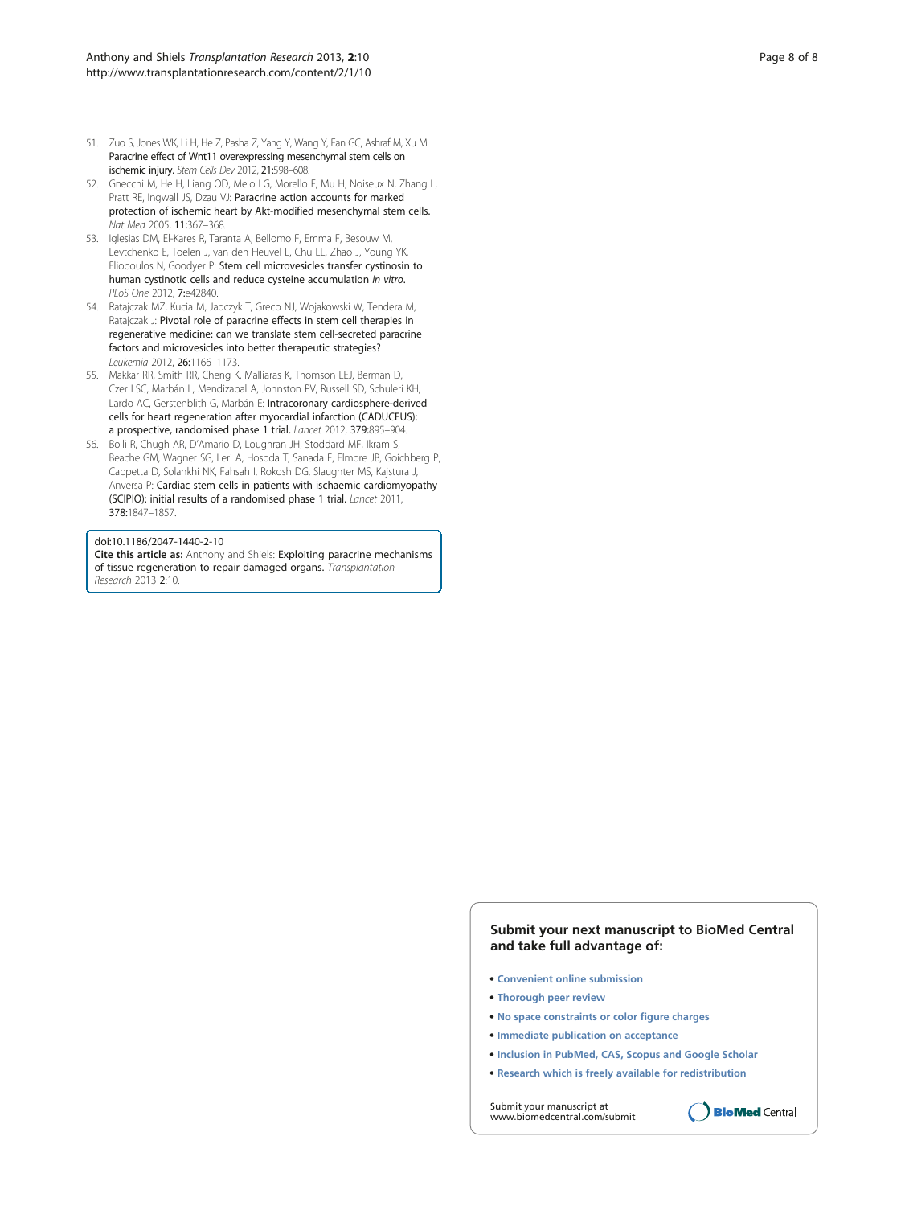51. Zuo S, Jones WK, Li H, He Z, Pasha Z, Yang Y, Wang Y, Fan GC, Ashraf M, Xu M: **Paracrine effect of Wnt11 overexpressing mesenchymal stem cells on ischemic injury.** *Stem Cells Dev* 2012, **21:**598–608.
52. Gnecchi M, He H, Liang OD, Melo LG, Morello F, Mu H, Noiseux N, Zhang L, Pratt RE, Ingwall JS, Dzau VJ: **Paracrine action accounts for marked protection of ischemic heart by Akt-modified mesenchymal stem cells.** *Nat Med* 2005, **11:**367–368.
53. Iglesias DM, El-Kares R, Taranta A, Bellomo F, Emma F, Besouw M, Levtchenko E, Toelen J, van den Heuvel L, Chu LL, Zhao J, Young YK, Eliopoulos N, Goodyer P: **Stem cell microvesicles transfer cystinosin to human cystinotic cells and reduce cysteine accumulation** ***in vitro*****.** *PLoS One* 2012, **7:**e42840.
54. Ratajczak MZ, Kucia M, Jadczyk T, Greco NJ, Wojakowski W, Tendera M, Ratajczak J: **Pivotal role of paracrine effects in stem cell therapies in regenerative medicine: can we translate stem cell-secreted paracrine factors and microvesicles into better therapeutic strategies?** *Leukemia* 2012, **26:**1166–1173.
55. Makkar RR, Smith RR, Cheng K, Malliaras K, Thomson LEJ, Berman D, Czer LSC, Marbán L, Mendizabal A, Johnston PV, Russell SD, Schuleri KH, Lardo AC, Gerstenblith G, Marbán E: **Intracoronary cardiosphere-derived cells for heart regeneration after myocardial infarction (CADUCEUS): a prospective, randomised phase 1 trial.** *Lancet* 2012, 379**:**895–904.
56. Bolli R, Chugh AR, D'Amario D, Loughran JH, Stoddard MF, Ikram S, Beache GM, Wagner SG, Leri A, Hosoda T, Sanada F, Elmore JB, Goichberg P, Cappetta D, Solankhi NK, Fahsah I, Rokosh DG, Slaughter MS, Kajstura J, Anversa P: **Cardiac stem cells in patients with ischaemic cardiomyopathy (SCIPIO): initial results of a randomised phase 1 trial.** *Lancet* 2011, **378:**1847–1857.

doi:10.1186/2047-1440-2-10

**Cite this article as:** Anthony and Shiels: Exploiting paracrine mechanisms of tissue regeneration to repair damaged organs. *Transplantation Research* 2013 **2**:10.

**Submit your next manuscript to BioMed Central and take full advantage of:**

- Convenient online submission
- Thorough peer review
- No space constraints or color figure charges
- Immediate publication on acceptance
- Inclusion in PubMed, CAS, Scopus and Google Scholar
- Research which is freely available for redistribution

Submit your manuscript at www.biomedcentral.com/submit

BioMed Central